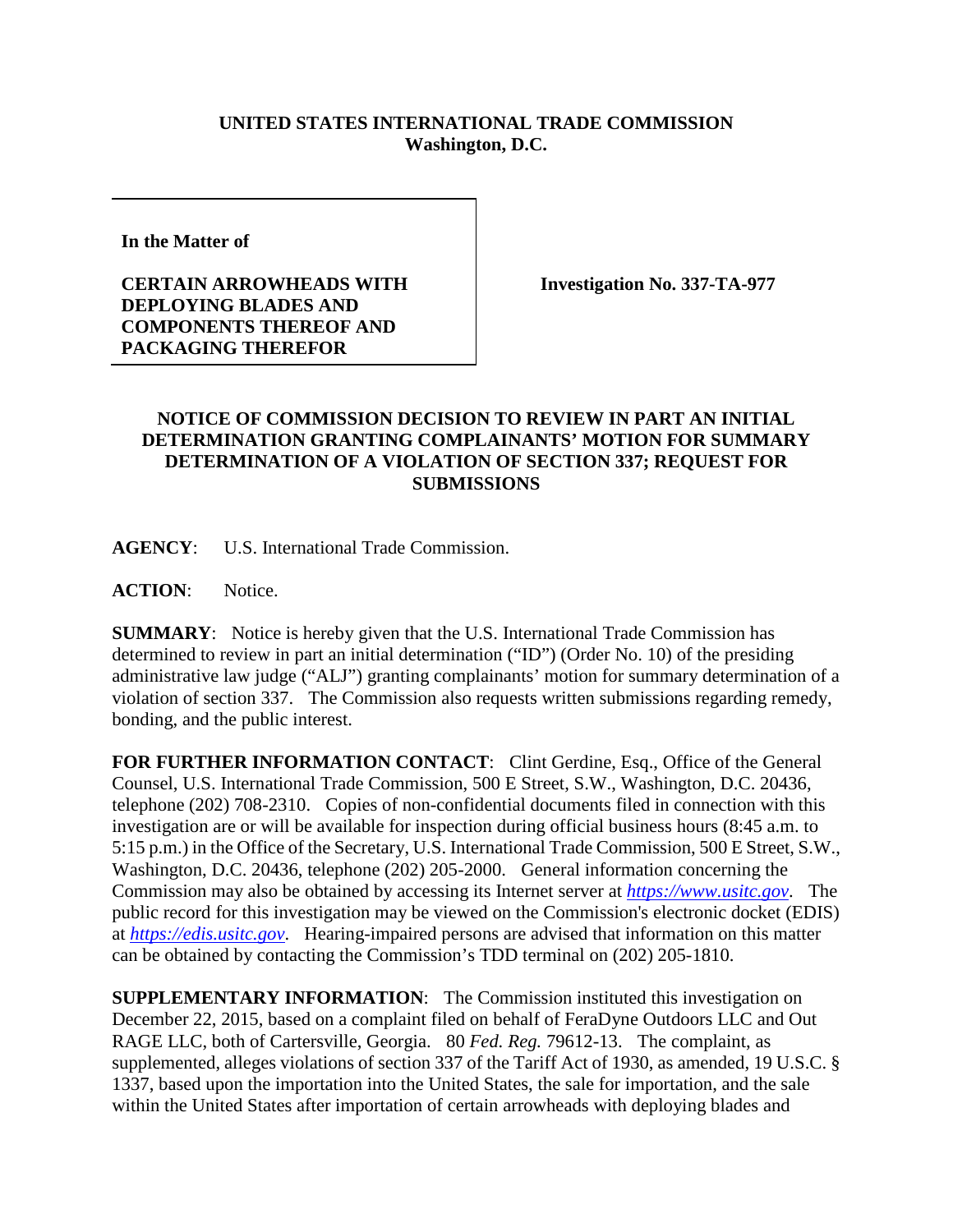**UNITED STATES INTERNATIONAL TRADE COMMISSION**
**Washington, D.C.**

| In the Matter of<br><br>**CERTAIN ARROWHEADS WITH DEPLOYING BLADES AND COMPONENTS THEREOF AND PACKAGING THEREFOR** | **Investigation No. 337-TA-977** |
| --- | --- |

## NOTICE OF COMMISSION DECISION TO REVIEW IN PART AN INITIAL DETERMINATION GRANTING COMPLAINANTS' MOTION FOR SUMMARY DETERMINATION OF A VIOLATION OF SECTION 337; REQUEST FOR SUBMISSIONS

**AGENCY**: U.S. International Trade Commission.

**ACTION**: Notice.

**SUMMARY**: Notice is hereby given that the U.S. International Trade Commission has determined to review in part an initial determination ("ID") (Order No. 10) of the presiding administrative law judge ("ALJ") granting complainants' motion for summary determination of a violation of section 337. The Commission also requests written submissions regarding remedy, bonding, and the public interest.

**FOR FURTHER INFORMATION CONTACT**: Clint Gerdine, Esq., Office of the General Counsel, U.S. International Trade Commission, 500 E Street, S.W., Washington, D.C. 20436, telephone (202) 708-2310. Copies of non-confidential documents filed in connection with this investigation are or will be available for inspection during official business hours (8:45 a.m. to 5:15 p.m.) in the Office of the Secretary, U.S. International Trade Commission, 500 E Street, S.W., Washington, D.C. 20436, telephone (202) 205-2000. General information concerning the Commission may also be obtained by accessing its Internet server at *https://www.usitc.gov*. The public record for this investigation may be viewed on the Commission's electronic docket (EDIS) at *https://edis.usitc.gov*. Hearing-impaired persons are advised that information on this matter can be obtained by contacting the Commission's TDD terminal on (202) 205-1810.

**SUPPLEMENTARY INFORMATION**: The Commission instituted this investigation on December 22, 2015, based on a complaint filed on behalf of FeraDyne Outdoors LLC and Out RAGE LLC, both of Cartersville, Georgia. 80 *Fed. Reg.* 79612-13. The complaint, as supplemented, alleges violations of section 337 of the Tariff Act of 1930, as amended, 19 U.S.C. § 1337, based upon the importation into the United States, the sale for importation, and the sale within the United States after importation of certain arrowheads with deploying blades and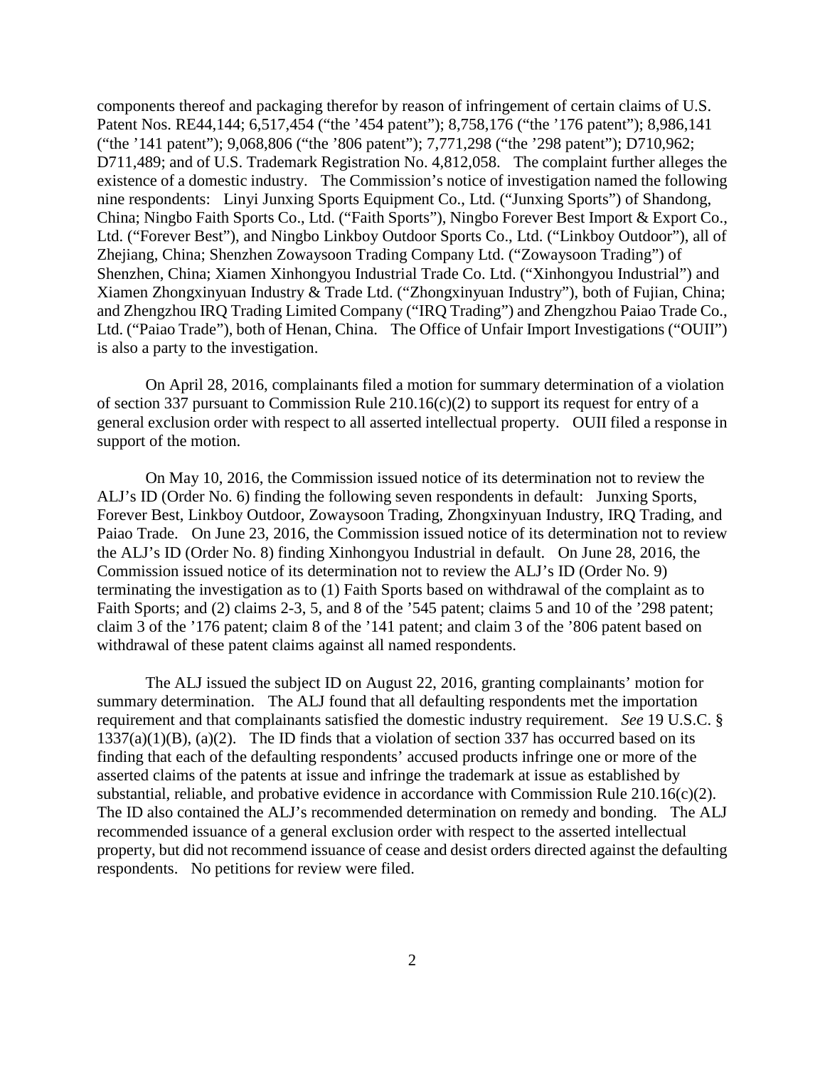components thereof and packaging therefor by reason of infringement of certain claims of U.S. Patent Nos. RE44,144; 6,517,454 ("the '454 patent"); 8,758,176 ("the '176 patent"); 8,986,141 ("the '141 patent"); 9,068,806 ("the '806 patent"); 7,771,298 ("the '298 patent"); D710,962; D711,489; and of U.S. Trademark Registration No. 4,812,058. The complaint further alleges the existence of a domestic industry. The Commission's notice of investigation named the following nine respondents: Linyi Junxing Sports Equipment Co., Ltd. ("Junxing Sports") of Shandong, China; Ningbo Faith Sports Co., Ltd. ("Faith Sports"), Ningbo Forever Best Import & Export Co., Ltd. ("Forever Best"), and Ningbo Linkboy Outdoor Sports Co., Ltd. ("Linkboy Outdoor"), all of Zhejiang, China; Shenzhen Zowaysoon Trading Company Ltd. ("Zowaysoon Trading") of Shenzhen, China; Xiamen Xinhongyou Industrial Trade Co. Ltd. ("Xinhongyou Industrial") and Xiamen Zhongxinyuan Industry & Trade Ltd. ("Zhongxinyuan Industry"), both of Fujian, China; and Zhengzhou IRQ Trading Limited Company ("IRQ Trading") and Zhengzhou Paiao Trade Co., Ltd. ("Paiao Trade"), both of Henan, China. The Office of Unfair Import Investigations ("OUII") is also a party to the investigation.

On April 28, 2016, complainants filed a motion for summary determination of a violation of section 337 pursuant to Commission Rule 210.16(c)(2) to support its request for entry of a general exclusion order with respect to all asserted intellectual property. OUII filed a response in support of the motion.

On May 10, 2016, the Commission issued notice of its determination not to review the ALJ's ID (Order No. 6) finding the following seven respondents in default: Junxing Sports, Forever Best, Linkboy Outdoor, Zowaysoon Trading, Zhongxinyuan Industry, IRQ Trading, and Paiao Trade. On June 23, 2016, the Commission issued notice of its determination not to review the ALJ's ID (Order No. 8) finding Xinhongyou Industrial in default. On June 28, 2016, the Commission issued notice of its determination not to review the ALJ's ID (Order No. 9) terminating the investigation as to (1) Faith Sports based on withdrawal of the complaint as to Faith Sports; and (2) claims 2-3, 5, and 8 of the '545 patent; claims 5 and 10 of the '298 patent; claim 3 of the '176 patent; claim 8 of the '141 patent; and claim 3 of the '806 patent based on withdrawal of these patent claims against all named respondents.

The ALJ issued the subject ID on August 22, 2016, granting complainants' motion for summary determination. The ALJ found that all defaulting respondents met the importation requirement and that complainants satisfied the domestic industry requirement. *See* 19 U.S.C. § 1337(a)(1)(B), (a)(2). The ID finds that a violation of section 337 has occurred based on its finding that each of the defaulting respondents' accused products infringe one or more of the asserted claims of the patents at issue and infringe the trademark at issue as established by substantial, reliable, and probative evidence in accordance with Commission Rule 210.16(c)(2). The ID also contained the ALJ's recommended determination on remedy and bonding. The ALJ recommended issuance of a general exclusion order with respect to the asserted intellectual property, but did not recommend issuance of cease and desist orders directed against the defaulting respondents. No petitions for review were filed.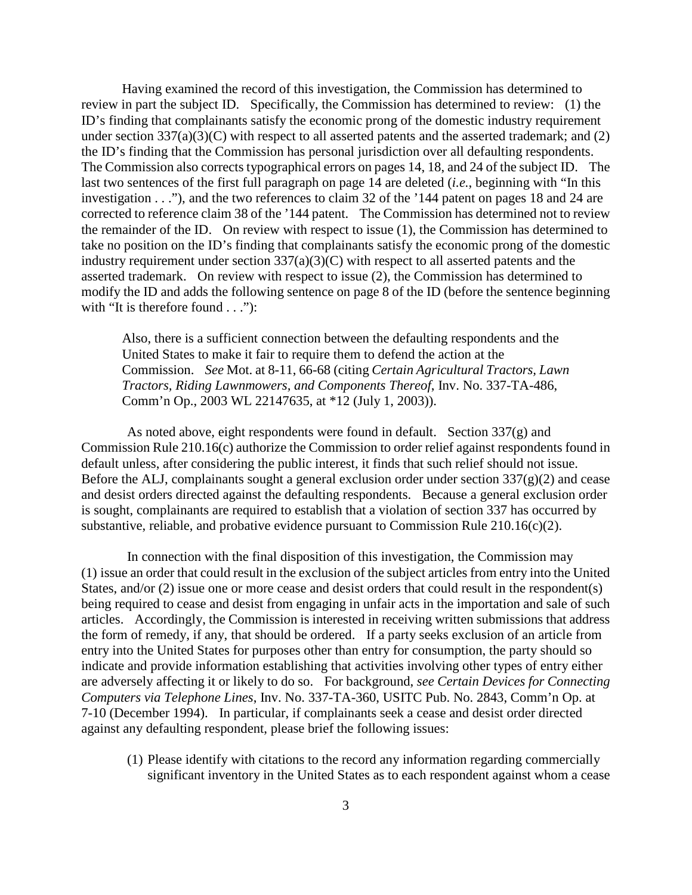Having examined the record of this investigation, the Commission has determined to review in part the subject ID. Specifically, the Commission has determined to review: (1) the ID's finding that complainants satisfy the economic prong of the domestic industry requirement under section 337(a)(3)(C) with respect to all asserted patents and the asserted trademark; and (2) the ID's finding that the Commission has personal jurisdiction over all defaulting respondents. The Commission also corrects typographical errors on pages 14, 18, and 24 of the subject ID. The last two sentences of the first full paragraph on page 14 are deleted (*i.e.*, beginning with "In this investigation . . ."), and the two references to claim 32 of the '144 patent on pages 18 and 24 are corrected to reference claim 38 of the '144 patent. The Commission has determined not to review the remainder of the ID. On review with respect to issue (1), the Commission has determined to take no position on the ID's finding that complainants satisfy the economic prong of the domestic industry requirement under section 337(a)(3)(C) with respect to all asserted patents and the asserted trademark. On review with respect to issue (2), the Commission has determined to modify the ID and adds the following sentence on page 8 of the ID (before the sentence beginning with "It is therefore found . . ."):

> Also, there is a sufficient connection between the defaulting respondents and the United States to make it fair to require them to defend the action at the Commission. *See* Mot. at 8-11, 66-68 (citing *Certain Agricultural Tractors, Lawn Tractors, Riding Lawnmowers, and Components Thereof*, Inv. No. 337-TA-486, Comm'n Op., 2003 WL 22147635, at *12 (July 1, 2003)).

As noted above, eight respondents were found in default. Section 337(g) and Commission Rule 210.16(c) authorize the Commission to order relief against respondents found in default unless, after considering the public interest, it finds that such relief should not issue. Before the ALJ, complainants sought a general exclusion order under section 337(g)(2) and cease and desist orders directed against the defaulting respondents. Because a general exclusion order is sought, complainants are required to establish that a violation of section 337 has occurred by substantive, reliable, and probative evidence pursuant to Commission Rule 210.16(c)(2).

In connection with the final disposition of this investigation, the Commission may (1) issue an order that could result in the exclusion of the subject articles from entry into the United States, and/or (2) issue one or more cease and desist orders that could result in the respondent(s) being required to cease and desist from engaging in unfair acts in the importation and sale of such articles. Accordingly, the Commission is interested in receiving written submissions that address the form of remedy, if any, that should be ordered. If a party seeks exclusion of an article from entry into the United States for purposes other than entry for consumption, the party should so indicate and provide information establishing that activities involving other types of entry either are adversely affecting it or likely to do so. For background, *see Certain Devices for Connecting Computers via Telephone Lines*, Inv. No. 337-TA-360, USITC Pub. No. 2843, Comm'n Op. at 7-10 (December 1994). In particular, if complainants seek a cease and desist order directed against any defaulting respondent, please brief the following issues:

(1) Please identify with citations to the record any information regarding commercially significant inventory in the United States as to each respondent against whom a cease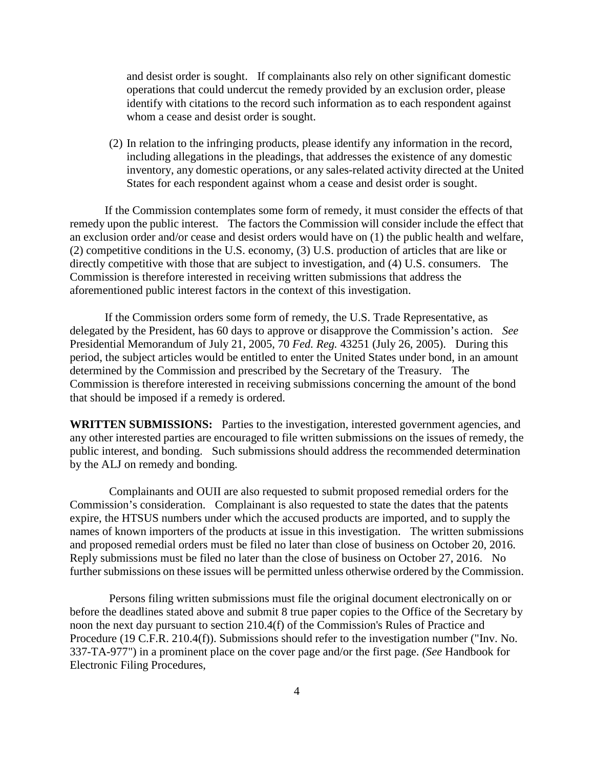and desist order is sought. If complainants also rely on other significant domestic operations that could undercut the remedy provided by an exclusion order, please identify with citations to the record such information as to each respondent against whom a cease and desist order is sought.

(2) In relation to the infringing products, please identify any information in the record, including allegations in the pleadings, that addresses the existence of any domestic inventory, any domestic operations, or any sales-related activity directed at the United States for each respondent against whom a cease and desist order is sought.

If the Commission contemplates some form of remedy, it must consider the effects of that remedy upon the public interest. The factors the Commission will consider include the effect that an exclusion order and/or cease and desist orders would have on (1) the public health and welfare, (2) competitive conditions in the U.S. economy, (3) U.S. production of articles that are like or directly competitive with those that are subject to investigation, and (4) U.S. consumers. The Commission is therefore interested in receiving written submissions that address the aforementioned public interest factors in the context of this investigation.

If the Commission orders some form of remedy, the U.S. Trade Representative, as delegated by the President, has 60 days to approve or disapprove the Commission's action. *See* Presidential Memorandum of July 21, 2005, 70 *Fed. Reg.* 43251 (July 26, 2005). During this period, the subject articles would be entitled to enter the United States under bond, in an amount determined by the Commission and prescribed by the Secretary of the Treasury. The Commission is therefore interested in receiving submissions concerning the amount of the bond that should be imposed if a remedy is ordered.

**WRITTEN SUBMISSIONS:** Parties to the investigation, interested government agencies, and any other interested parties are encouraged to file written submissions on the issues of remedy, the public interest, and bonding. Such submissions should address the recommended determination by the ALJ on remedy and bonding.

Complainants and OUII are also requested to submit proposed remedial orders for the Commission's consideration. Complainant is also requested to state the dates that the patents expire, the HTSUS numbers under which the accused products are imported, and to supply the names of known importers of the products at issue in this investigation. The written submissions and proposed remedial orders must be filed no later than close of business on October 20, 2016. Reply submissions must be filed no later than the close of business on October 27, 2016. No further submissions on these issues will be permitted unless otherwise ordered by the Commission.

Persons filing written submissions must file the original document electronically on or before the deadlines stated above and submit 8 true paper copies to the Office of the Secretary by noon the next day pursuant to section 210.4(f) of the Commission's Rules of Practice and Procedure (19 C.F.R. 210.4(f)). Submissions should refer to the investigation number ("Inv. No. 337-TA-977") in a prominent place on the cover page and/or the first page. *(See* Handbook for Electronic Filing Procedures,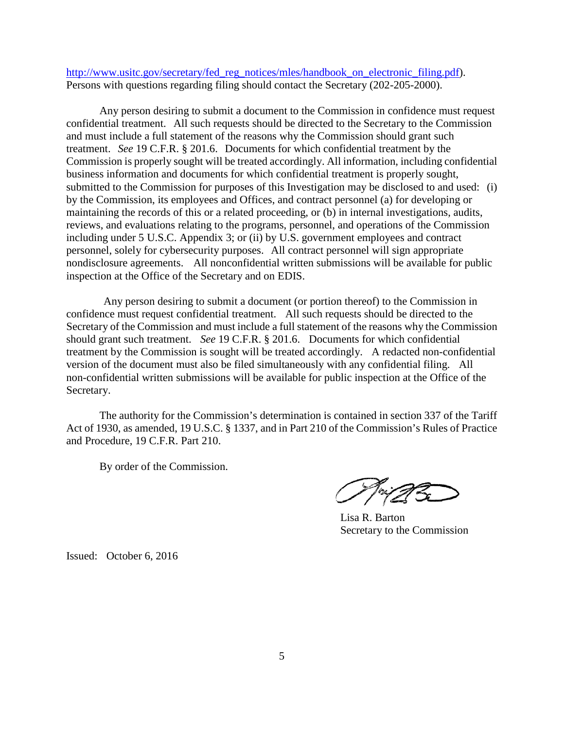http://www.usitc.gov/secretary/fed_reg_notices/mles/handbook_on_electronic_filing.pdf). Persons with questions regarding filing should contact the Secretary (202-205-2000).

Any person desiring to submit a document to the Commission in confidence must request confidential treatment. All such requests should be directed to the Secretary to the Commission and must include a full statement of the reasons why the Commission should grant such treatment. *See* 19 C.F.R. § 201.6. Documents for which confidential treatment by the Commission is properly sought will be treated accordingly. All information, including confidential business information and documents for which confidential treatment is properly sought, submitted to the Commission for purposes of this Investigation may be disclosed to and used: (i) by the Commission, its employees and Offices, and contract personnel (a) for developing or maintaining the records of this or a related proceeding, or (b) in internal investigations, audits, reviews, and evaluations relating to the programs, personnel, and operations of the Commission including under 5 U.S.C. Appendix 3; or (ii) by U.S. government employees and contract personnel, solely for cybersecurity purposes. All contract personnel will sign appropriate nondisclosure agreements. All nonconfidential written submissions will be available for public inspection at the Office of the Secretary and on EDIS.

Any person desiring to submit a document (or portion thereof) to the Commission in confidence must request confidential treatment. All such requests should be directed to the Secretary of the Commission and must include a full statement of the reasons why the Commission should grant such treatment. *See* 19 C.F.R. § 201.6. Documents for which confidential treatment by the Commission is sought will be treated accordingly. A redacted non-confidential version of the document must also be filed simultaneously with any confidential filing. All non-confidential written submissions will be available for public inspection at the Office of the Secretary.

The authority for the Commission's determination is contained in section 337 of the Tariff Act of 1930, as amended, 19 U.S.C. § 1337, and in Part 210 of the Commission's Rules of Practice and Procedure, 19 C.F.R. Part 210.

By order of the Commission.

Lisa R. Barton
Secretary to the Commission

Issued: October 6, 2016